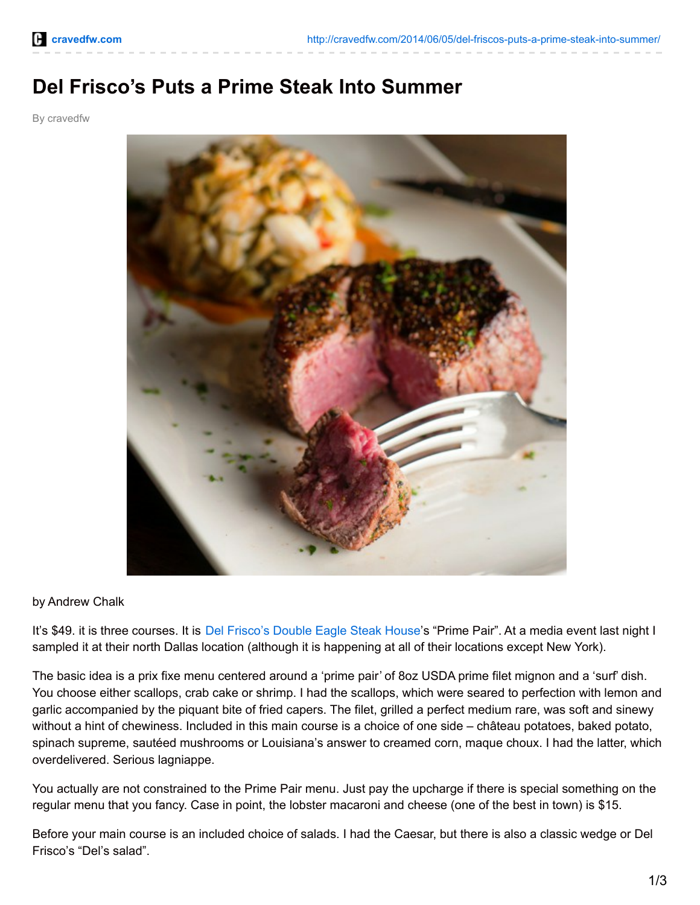# Del Frisco's Puts a Prime Steak Into Summer

By cravedfw

by Andrew Chalk

It's $49. it is three courses. It is Del Frisco's Double Eagle Steak House's "Prime Pair". At a media event last night I sampled it at their north Dallas location (although it is happening at all of their locations except New York).

The basic idea is a prix fixe menu centered around a 'prime pair' of 8oz USDA prime filet mignon and a 'surf' dish. You choose either scallops, crab cake or shrimp. I had the scallops, which were seared to perfection with lemon and garlic accompanied by the piquant bite of fried capers. The filet, grilled a perfect medium rare, was soft and sinewy without a hint of chewiness. Included in this main course is a choice of one side – château potatoes, baked potato, spinach supreme, sautéed mushrooms or Louisiana's answer to creamed corn, maque choux. I had the latter, which overdelivered. Serious lagniappe.

You actually are not constrained to the Prime Pair menu. Just pay the upcharge if there is special something on the regular menu that you fancy. Case in point, the lobster macaroni and cheese (one of the best in town) is $15.

Before your main course is an included choice of salads. I had the Caesar, but there is also a classic wedge or Del Frisco's "Del's salad".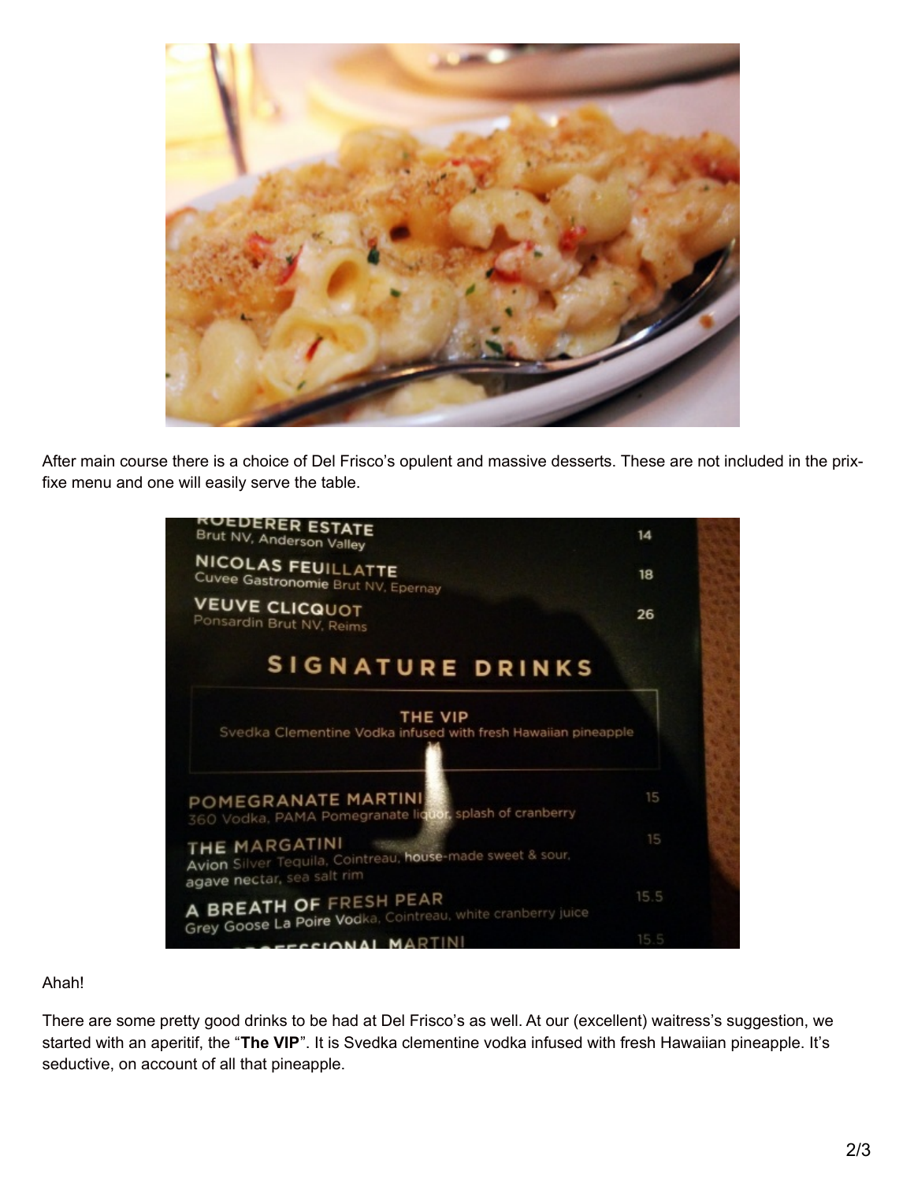After main course there is a choice of Del Frisco's opulent and massive desserts. These are not included in the prix-fixe menu and one will easily serve the table.

Ahah!

There are some pretty good drinks to be had at Del Frisco's as well. At our (excellent) waitress's suggestion, we started with an aperitif, the "**The VIP**". It is Svedka clementine vodka infused with fresh Hawaiian pineapple. It's seductive, on account of all that pineapple.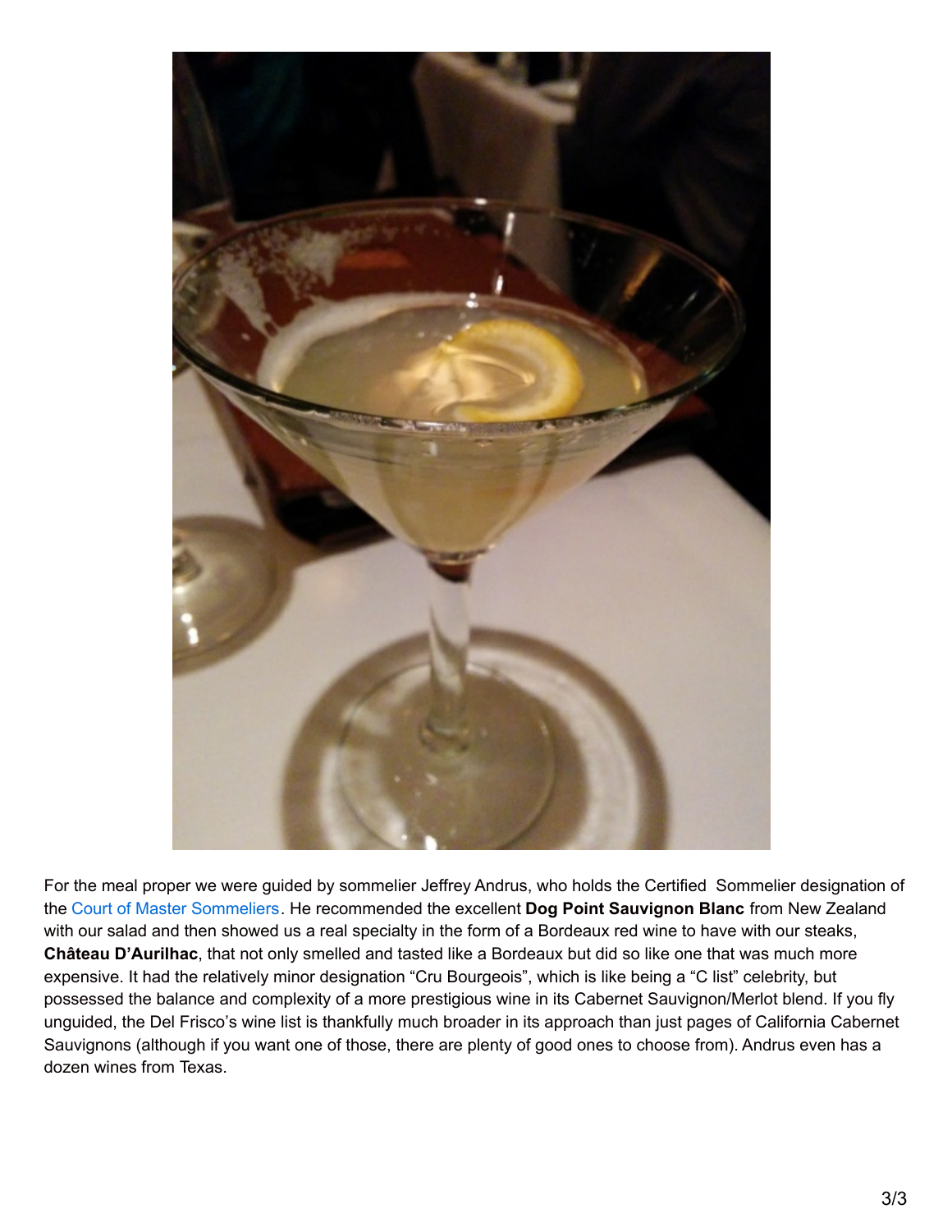For the meal proper we were guided by sommelier Jeffrey Andrus, who holds the Certified Sommelier designation of the Court of Master Sommeliers. He recommended the excellent **Dog Point Sauvignon Blanc** from New Zealand with our salad and then showed us a real specialty in the form of a Bordeaux red wine to have with our steaks, **Château D'Aurilhac**, that not only smelled and tasted like a Bordeaux but did so like one that was much more expensive. It had the relatively minor designation "Cru Bourgeois", which is like being a "C list" celebrity, but possessed the balance and complexity of a more prestigious wine in its Cabernet Sauvignon/Merlot blend. If you fly unguided, the Del Frisco's wine list is thankfully much broader in its approach than just pages of California Cabernet Sauvignons (although if you want one of those, there are plenty of good ones to choose from). Andrus even has a dozen wines from Texas.